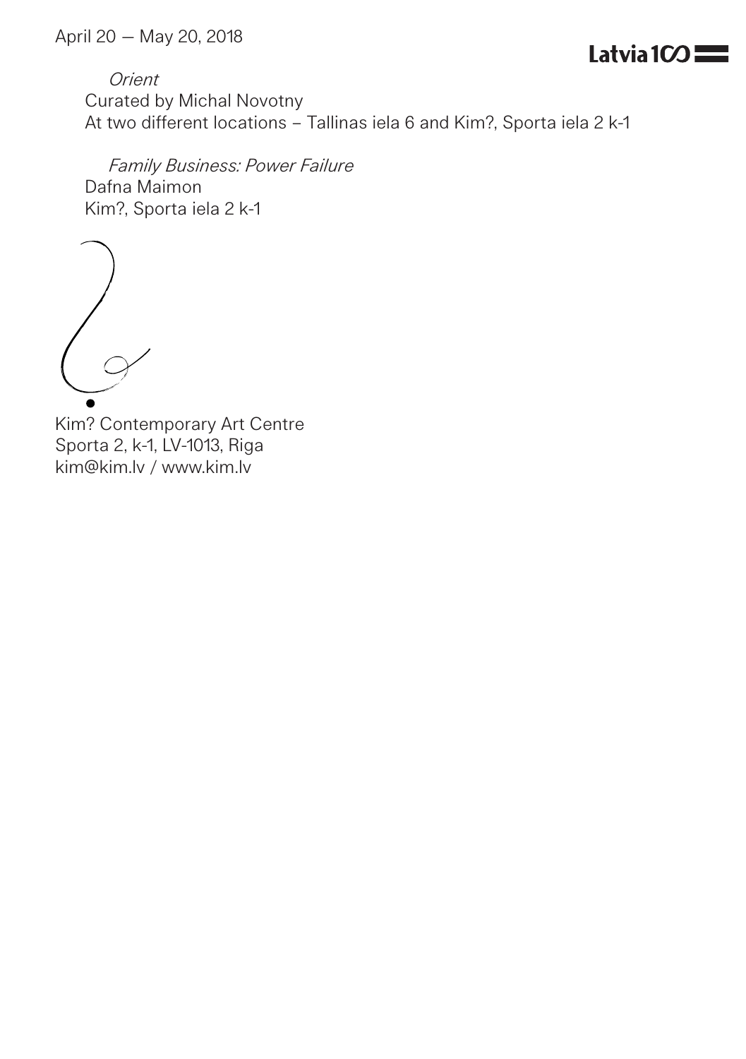April 20 — May 20, 2018

Latvia 100

*Orient*
Curated by Michal Novotny
At two different locations – Tallinas iela 6 and Kim?, Sporta iela 2 k-1

*Family Business: Power Failure*
Dafna Maimon
Kim?, Sporta iela 2 k-1

Kim? Contemporary Art Centre
Sporta 2, k-1, LV-1013, Riga
kim@kim.lv / www.kim.lv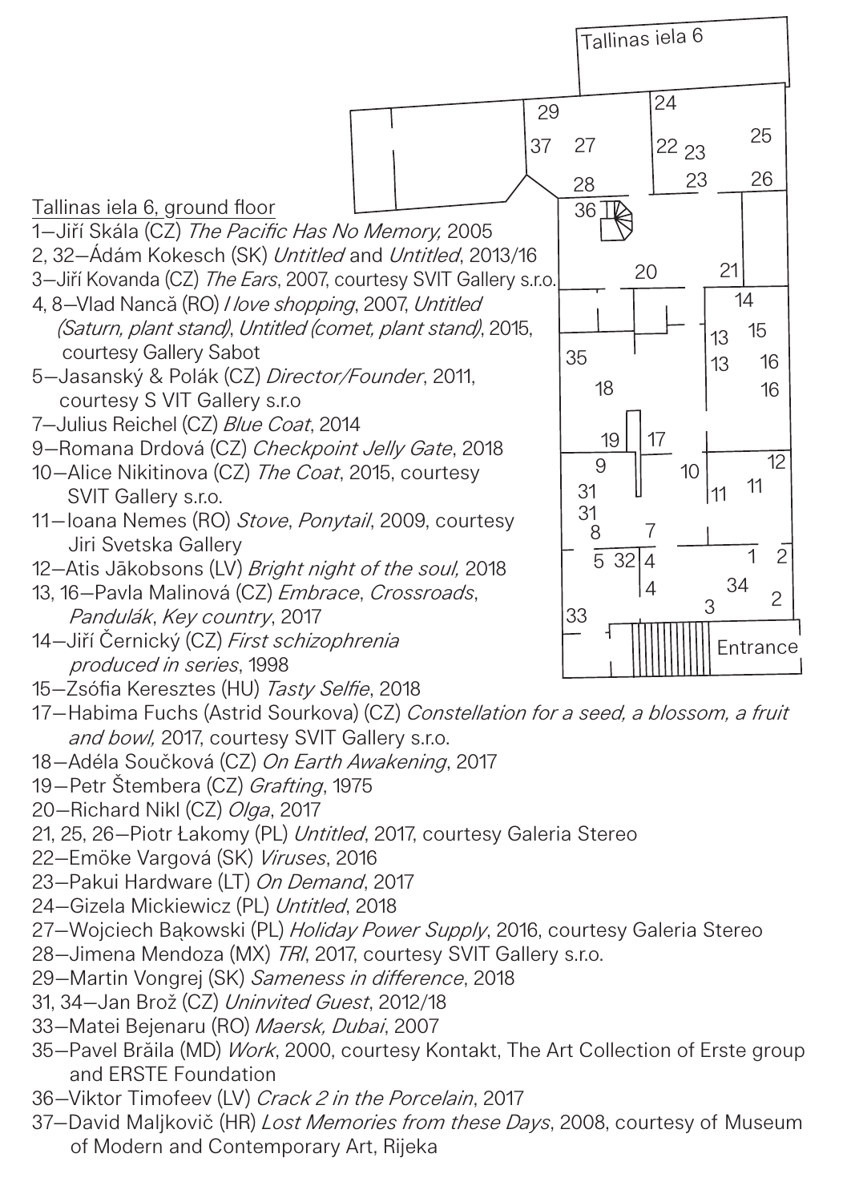Tallinas iela 6, ground floor

1—Jiří Skála (CZ) *The Pacific Has No Memory,* 2005
2, 32—Ádám Kokesch (SK) *Untitled* and *Untitled*, 2013/16
3—Jiří Kovanda (CZ) *The Ears*, 2007, courtesy SVIT Gallery s.r.o.
4, 8—Vlad Nancă (RO) *I love shopping*, 2007, *Untitled (Saturn, plant stand)*, *Untitled (comet, plant stand)*, 2015, courtesy Gallery Sabot
5—Jasanský & Polák (CZ) *Director/Founder*, 2011, courtesy S VIT Gallery s.r.o
7—Julius Reichel (CZ) *Blue Coat*, 2014
9—Romana Drdová (CZ) *Checkpoint Jelly Gate*, 2018
10—Alice Nikitinova (CZ) *The Coat*, 2015, courtesy SVIT Gallery s.r.o.
11—Ioana Nemes (RO) *Stove*, *Ponytail*, 2009, courtesy Jiri Svetska Gallery
12—Atis Jākobsons (LV) *Bright night of the soul,* 2018
13, 16—Pavla Malinová (CZ) *Embrace*, *Crossroads*, *Pandulák*, *Key country*, 2017
14—Jiří Černický (CZ) *First schizophrenia produced in series*, 1998
15—Zsófia Keresztes (HU) *Tasty Selfie*, 2018
17—Habima Fuchs (Astrid Sourkova) (CZ) *Constellation for a seed, a blossom, a fruit and bowl,* 2017, courtesy SVIT Gallery s.r.o.
18—Adéla Součková (CZ) *On Earth Awakening*, 2017
19—Petr Štembera (CZ) *Grafting*, 1975
20—Richard Nikl (CZ) *Olga*, 2017
21, 25, 26—Piotr Łakomy (PL) *Untitled*, 2017, courtesy Galeria Stereo
22—Emöke Vargová (SK) *Viruses*, 2016
23—Pakui Hardware (LT) *On Demand*, 2017
24—Gizela Mickiewicz (PL) *Untitled*, 2018
27—Wojciech Bąkowski (PL) *Holiday Power Supply*, 2016, courtesy Galeria Stereo
28—Jimena Mendoza (MX) *TRI*, 2017, courtesy SVIT Gallery s.r.o.
29—Martin Vongrej (SK) *Sameness in difference*, 2018
31, 34—Jan Brož (CZ) *Uninvited Guest*, 2012/18
33—Matei Bejenaru (RO) *Maersk, Dubai*, 2007
35—Pavel Brăila (MD) *Work*, 2000, courtesy Kontakt, The Art Collection of Erste group and ERSTE Foundation
36—Viktor Timofeev (LV) *Crack 2 in the Porcelain*, 2017
37—David Maljkovič (HR) *Lost Memories from these Days*, 2008, courtesy of Museum of Modern and Contemporary Art, Rijeka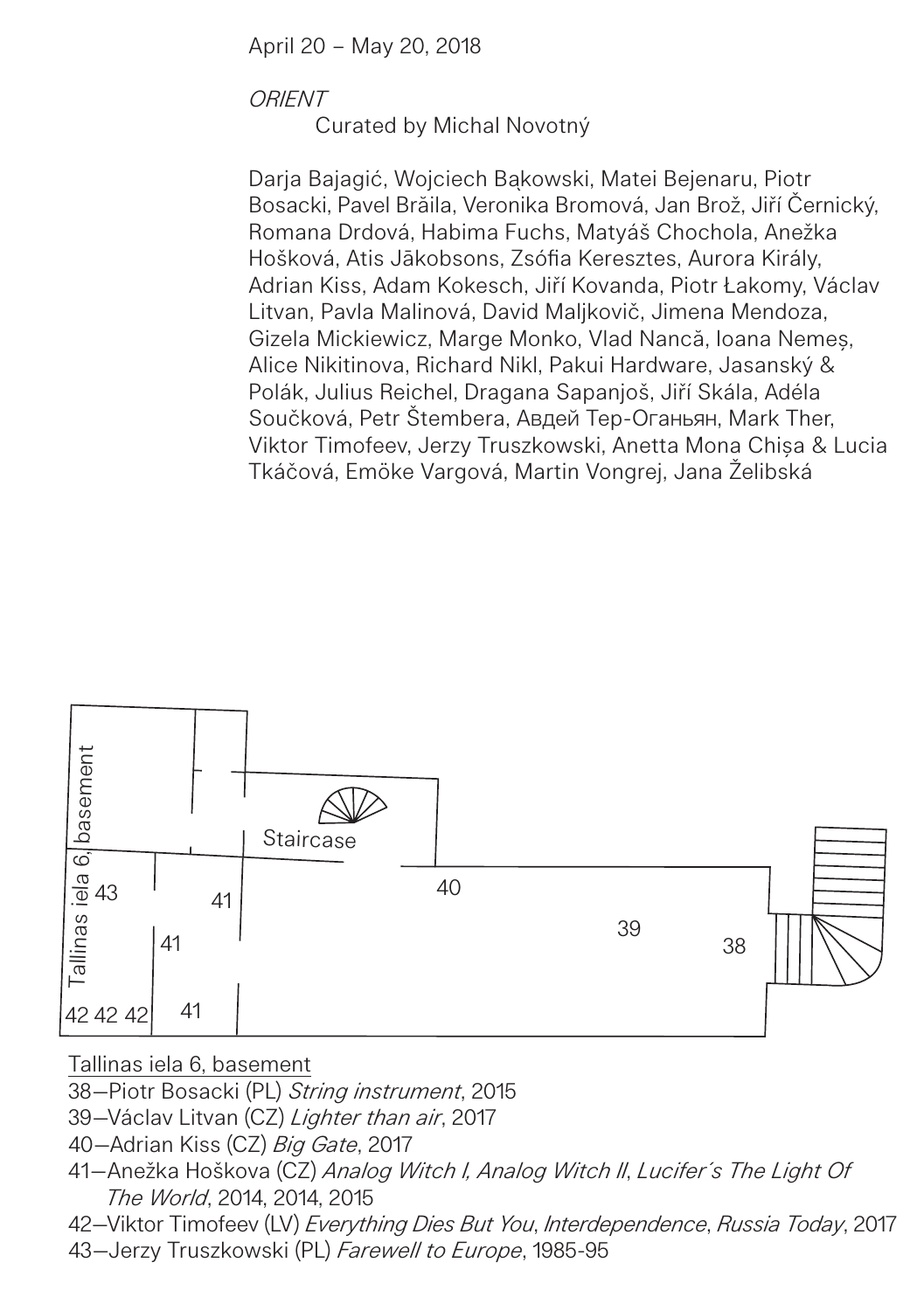April 20 – May 20, 2018

*ORIENT*
Curated by Michal Novotný

Darja Bajagić, Wojciech Bąkowski, Matei Bejenaru, Piotr Bosacki, Pavel Brăila, Veronika Bromová, Jan Brož, Jiří Černický, Romana Drdová, Habima Fuchs, Matyáš Chochola, Anežka Hošková, Atis Jākobsons, Zsófia Keresztes, Aurora Király, Adrian Kiss, Adam Kokesch, Jiří Kovanda, Piotr Łakomy, Václav Litvan, Pavla Malinová, David Maljkovič, Jimena Mendoza, Gizela Mickiewicz, Marge Monko, Vlad Nancă, Ioana Nemeș, Alice Nikitinova, Richard Nikl, Pakui Hardware, Jasanský & Polák, Julius Reichel, Dragana Sapanjoš, Jiří Skála, Adéla Součková, Petr Štembera, Авдей Тер-Оганьян, Mark Ther, Viktor Timofeev, Jerzy Truszkowski, Anetta Mona Chișa & Lucia Tkáčová, Emöke Vargová, Martin Vongrej, Jana Želibská

Tallinas iela 6, basement
Staircase
43 41 41 41 40 39 38
42 42 42

Tallinas iela 6, basement

38—Piotr Bosacki (PL) *String instrument*, 2015
39—Václav Litvan (CZ) *Lighter than air*, 2017
40—Adrian Kiss (CZ) *Big Gate*, 2017
41—Anežka Hoškova (CZ) *Analog Witch I, Analog Witch II*, *Lucifer´s The Light Of The World*, 2014, 2014, 2015
42—Viktor Timofeev (LV) *Everything Dies But You*, *Interdependence*, *Russia Today*, 2017
43—Jerzy Truszkowski (PL) *Farewell to Europe*, 1985-95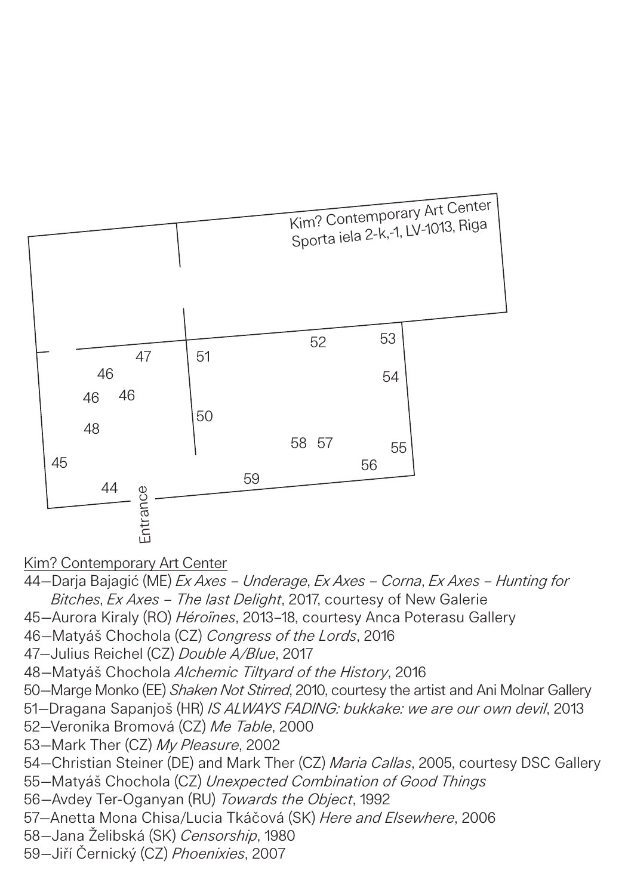Kim? Contemporary Art Center
Sporta iela 2-k,-1, LV-1013, Riga

Entrance

<u>Kim? Contemporary Art Center</u>

44—Darja Bajagić (ME) *Ex Axes – Underage*, *Ex Axes – Corna*, *Ex Axes – Hunting for Bitches*, *Ex Axes – The last Delight*, 2017, courtesy of New Galerie
45—Aurora Kiraly (RO) *Héroïnes*, 2013–18, courtesy Anca Poterasu Gallery
46—Matyáš Chochola (CZ) *Congress of the Lords*, 2016
47—Julius Reichel (CZ) *Double A/Blue*, 2017
48—Matyáš Chochola *Alchemic Tiltyard of the History*, 2016
50—Marge Monko (EE) *Shaken Not Stirred*, 2010, courtesy the artist and Ani Molnar Gallery
51—Dragana Sapanjoš (HR) *IS ALWAYS FADING: bukkake: we are our own devil*, 2013
52—Veronika Bromová (CZ) *Me Table*, 2000
53—Mark Ther (CZ) *My Pleasure*, 2002
54—Christian Steiner (DE) and Mark Ther (CZ) *Maria Callas*, 2005, courtesy DSC Gallery
55—Matyáš Chochola (CZ) *Unexpected Combination of Good Things*
56—Avdey Ter-Oganyan (RU) *Towards the Object*, 1992
57—Anetta Mona Chisa/Lucia Tkáčová (SK) *Here and Elsewhere*, 2006
58—Jana Želibská (SK) *Censorship*, 1980
59—Jiří Černický (CZ) *Phoenixies*, 2007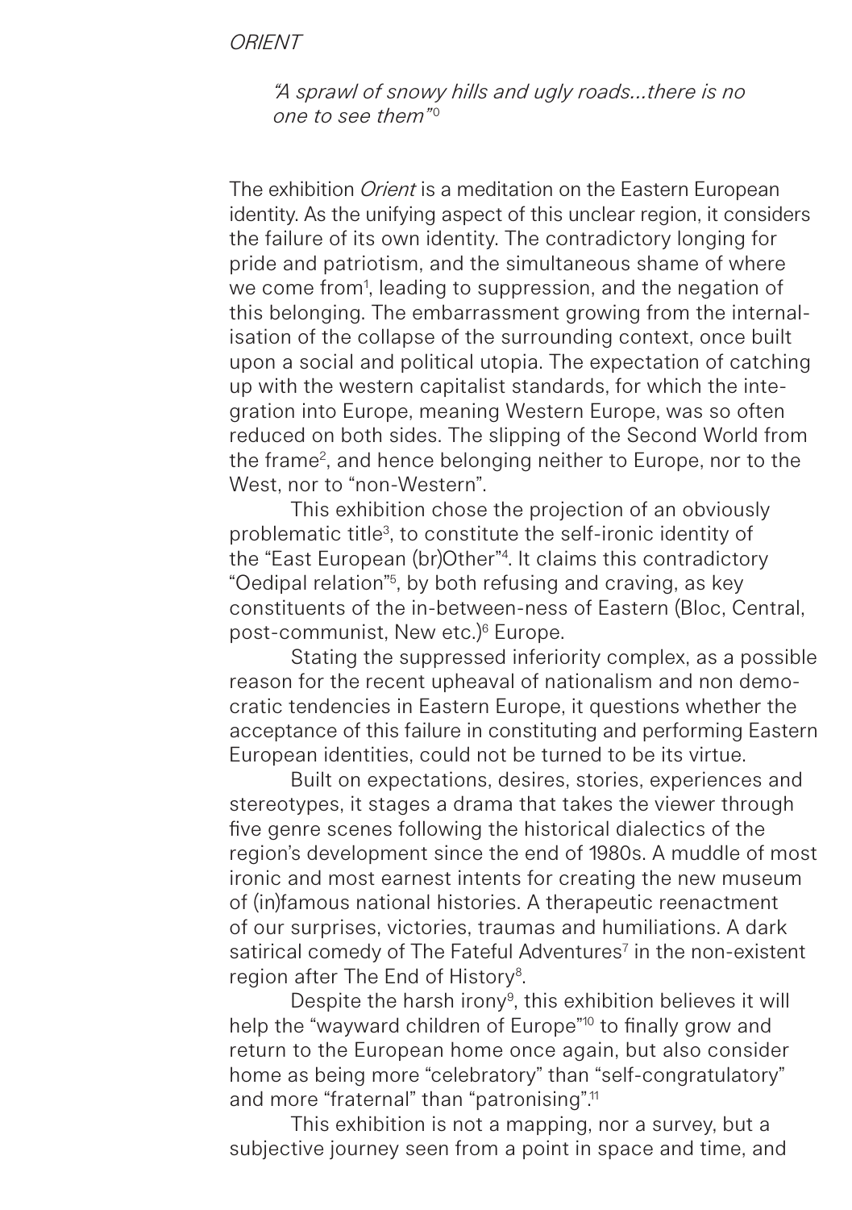*ORIENT*

> *"A sprawl of snowy hills and ugly roads...there is no one to see them"*[0]

The exhibition *Orient* is a meditation on the Eastern European identity. As the unifying aspect of this unclear region, it considers the failure of its own identity. The contradictory longing for pride and patriotism, and the simultaneous shame of where we come from[1], leading to suppression, and the negation of this belonging. The embarrassment growing from the internalisation of the collapse of the surrounding context, once built upon a social and political utopia. The expectation of catching up with the western capitalist standards, for which the integration into Europe, meaning Western Europe, was so often reduced on both sides. The slipping of the Second World from the frame[2], and hence belonging neither to Europe, nor to the West, nor to "non-Western".

This exhibition chose the projection of an obviously problematic title[3], to constitute the self-ironic identity of the "East European (br)Other"[4]. It claims this contradictory "Oedipal relation"[5], by both refusing and craving, as key constituents of the in-between-ness of Eastern (Bloc, Central, post-communist, New etc.)[6] Europe.

Stating the suppressed inferiority complex, as a possible reason for the recent upheaval of nationalism and non democratic tendencies in Eastern Europe, it questions whether the acceptance of this failure in constituting and performing Eastern European identities, could not be turned to be its virtue.

Built on expectations, desires, stories, experiences and stereotypes, it stages a drama that takes the viewer through five genre scenes following the historical dialectics of the region's development since the end of 1980s. A muddle of most ironic and most earnest intents for creating the new museum of (in)famous national histories. A therapeutic reenactment of our surprises, victories, traumas and humiliations. A dark satirical comedy of The Fateful Adventures[7] in the non-existent region after The End of History[8].

Despite the harsh irony[9], this exhibition believes it will help the "wayward children of Europe"[10] to finally grow and return to the European home once again, but also consider home as being more "celebratory" than "self-congratulatory" and more "fraternal" than "patronising".[11]

This exhibition is not a mapping, nor a survey, but a subjective journey seen from a point in space and time, and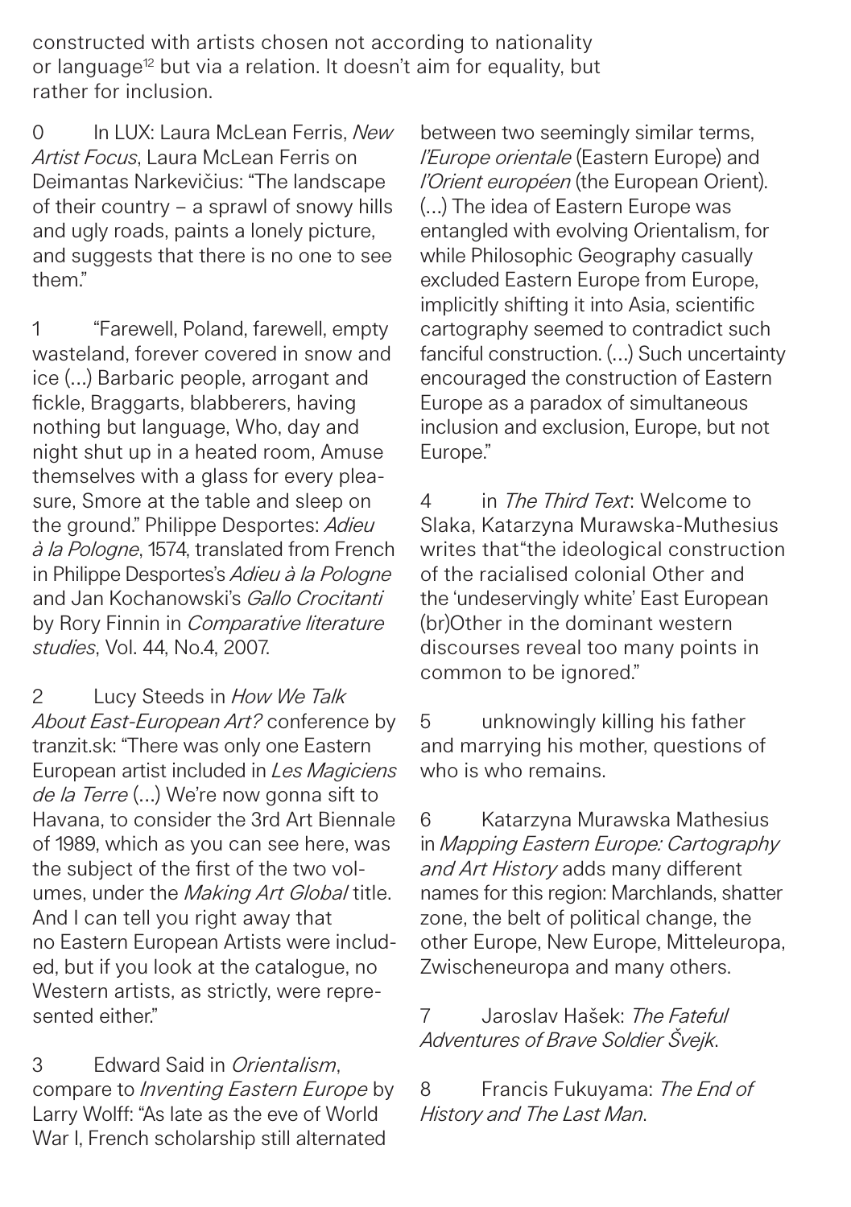constructed with artists chosen not according to nationality or language[12] but via a relation. It doesn't aim for equality, but rather for inclusion.

0 In LUX: Laura McLean Ferris, *New Artist Focus*, Laura McLean Ferris on Deimantas Narkevičius: "The landscape of their country – a sprawl of snowy hills and ugly roads, paints a lonely picture, and suggests that there is no one to see them."

1 "Farewell, Poland, farewell, empty wasteland, forever covered in snow and ice (…) Barbaric people, arrogant and fickle, Braggarts, blabberers, having nothing but language, Who, day and night shut up in a heated room, Amuse themselves with a glass for every pleasure, Smore at the table and sleep on the ground." Philippe Desportes: *Adieu à la Pologne*, 1574, translated from French in Philippe Desportes's *Adieu à la Pologne* and Jan Kochanowski's *Gallo Crocitanti* by Rory Finnin in *Comparative literature studies*, Vol. 44, No.4, 2007.

2 Lucy Steeds in *How We Talk About East-European Art?* conference by tranzit.sk: "There was only one Eastern European artist included in *Les Magiciens de la Terre* (…) We're now gonna sift to Havana, to consider the 3rd Art Biennale of 1989, which as you can see here, was the subject of the first of the two volumes, under the *Making Art Global* title. And I can tell you right away that no Eastern European Artists were included, but if you look at the catalogue, no Western artists, as strictly, were represented either."

3 Edward Said in *Orientalism*, compare to *Inventing Eastern Europe* by Larry Wolff: "As late as the eve of World War I, French scholarship still alternated between two seemingly similar terms, *l'Europe orientale* (Eastern Europe) and *l'Orient européen* (the European Orient). (…) The idea of Eastern Europe was entangled with evolving Orientalism, for while Philosophic Geography casually excluded Eastern Europe from Europe, implicitly shifting it into Asia, scientific cartography seemed to contradict such fanciful construction. (…) Such uncertainty encouraged the construction of Eastern Europe as a paradox of simultaneous inclusion and exclusion, Europe, but not Europe."

4 in *The Third Text*: Welcome to Slaka, Katarzyna Murawska-Muthesius writes that"the ideological construction of the racialised colonial Other and the 'undeservingly white' East European (br)Other in the dominant western discourses reveal too many points in common to be ignored."

5 unknowingly killing his father and marrying his mother, questions of who is who remains.

6 Katarzyna Murawska Mathesius in *Mapping Eastern Europe: Cartography and Art History* adds many different names for this region: Marchlands, shatter zone, the belt of political change, the other Europe, New Europe, Mitteleuropa, Zwischeneuropa and many others.

7 Jaroslav Hašek: *The Fateful Adventures of Brave Soldier Švejk*.

8 Francis Fukuyama: *The End of History and The Last Man*.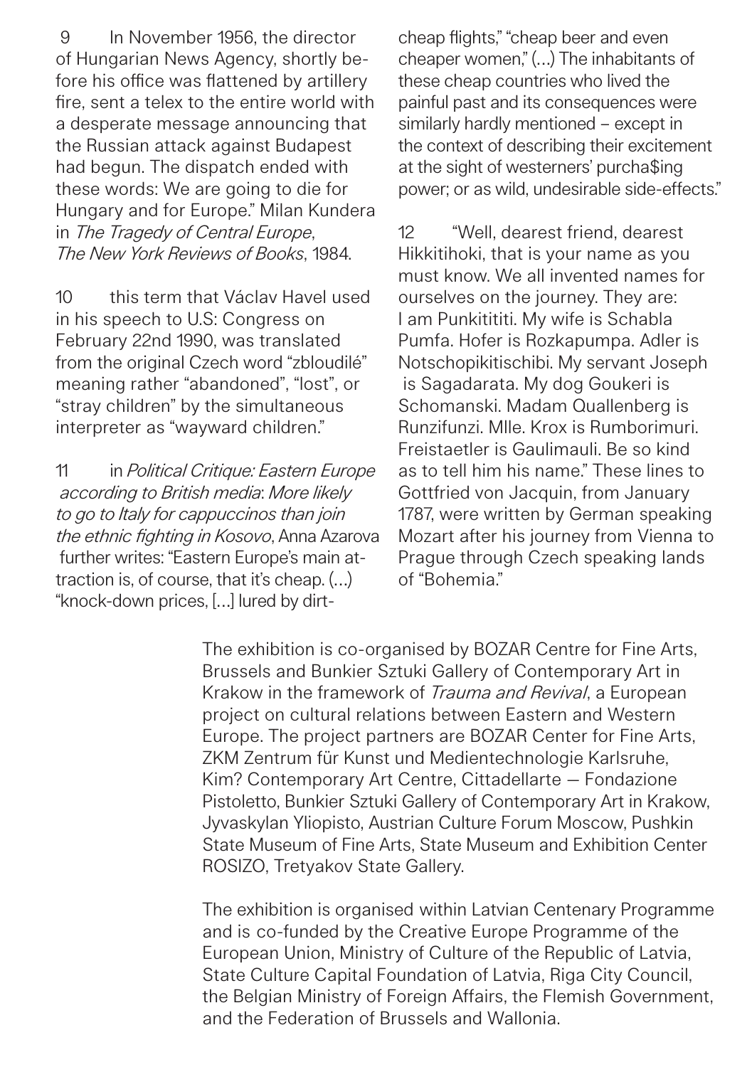9 In November 1956, the director of Hungarian News Agency, shortly before his office was flattened by artillery fire, sent a telex to the entire world with a desperate message announcing that the Russian attack against Budapest had begun. The dispatch ended with these words: We are going to die for Hungary and for Europe." Milan Kundera in *The Tragedy of Central Europe*, *The New York Reviews of Books*, 1984.

10 this term that Václav Havel used in his speech to U.S: Congress on February 22nd 1990, was translated from the original Czech word "zbloudilé" meaning rather "abandoned", "lost", or "stray children" by the simultaneous interpreter as "wayward children."

11 in *Political Critique: Eastern Europe according to British media*: *More likely to go to Italy for cappuccinos than join the ethnic fighting in Kosovo*, Anna Azarova further writes: "Eastern Europe's main attraction is, of course, that it's cheap. (...) "knock-down prices, [...] lured by dirt-cheap flights," "cheap beer and even cheaper women," (...) The inhabitants of these cheap countries who lived the painful past and its consequences were similarly hardly mentioned – except in the context of describing their excitement at the sight of westerners' purcha$ing power; or as wild, undesirable side-effects."

12 "Well, dearest friend, dearest Hikkitihoki, that is your name as you must know. We all invented names for ourselves on the journey. They are: I am Punkitititi. My wife is Schabla Pumfa. Hofer is Rozkapumpa. Adler is Notschopikitischibi. My servant Joseph is Sagadarata. My dog Goukeri is Schomanski. Madam Quallenberg is Runzifunzi. Mlle. Krox is Rumborimuri. Freistaetler is Gaulimauli. Be so kind as to tell him his name." These lines to Gottfried von Jacquin, from January 1787, were written by German speaking Mozart after his journey from Vienna to Prague through Czech speaking lands of "Bohemia."

The exhibition is co-organised by BOZAR Centre for Fine Arts, Brussels and Bunkier Sztuki Gallery of Contemporary Art in Krakow in the framework of *Trauma and Revival*, a European project on cultural relations between Eastern and Western Europe. The project partners are BOZAR Center for Fine Arts, ZKM Zentrum für Kunst und Medientechnologie Karlsruhe, Kim? Contemporary Art Centre, Cittadellarte — Fondazione Pistoletto, Bunkier Sztuki Gallery of Contemporary Art in Krakow, Jyvaskylan Yliopisto, Austrian Culture Forum Moscow, Pushkin State Museum of Fine Arts, State Museum and Exhibition Center ROSIZO, Tretyakov State Gallery.

The exhibition is organised within Latvian Centenary Programme and is co-funded by the Creative Europe Programme of the European Union, Ministry of Culture of the Republic of Latvia, State Culture Capital Foundation of Latvia, Riga City Council, the Belgian Ministry of Foreign Affairs, the Flemish Government, and the Federation of Brussels and Wallonia.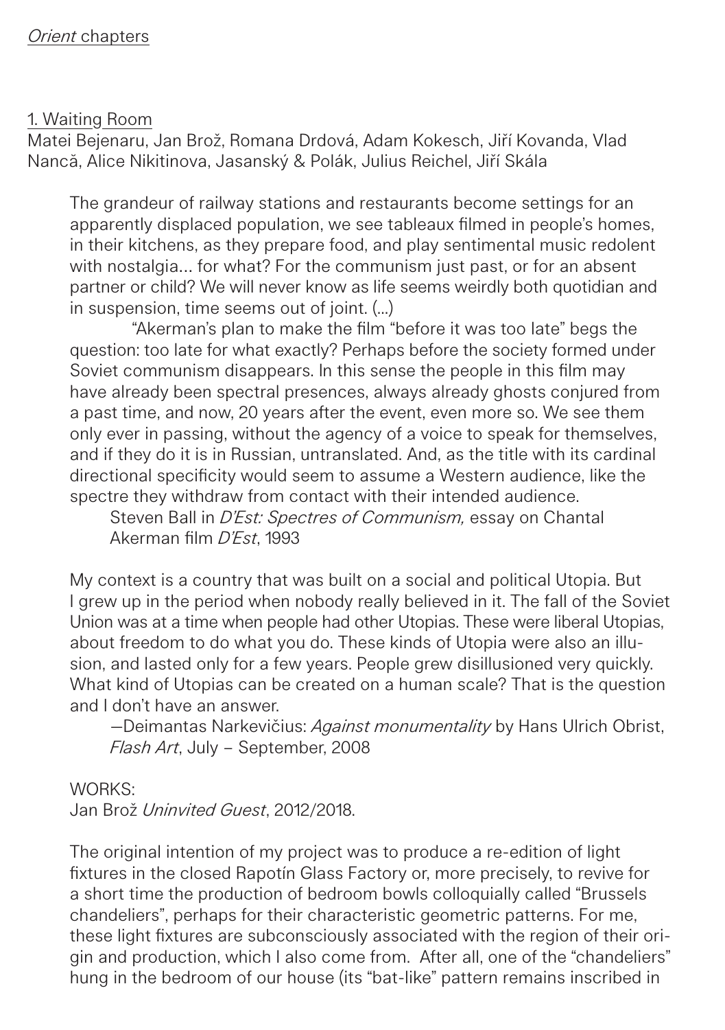*Orient* chapters

1. Waiting Room

Matei Bejenaru, Jan Brož, Romana Drdová, Adam Kokesch, Jiří Kovanda, Vlad Nancă, Alice Nikitinova, Jasanský & Polák, Julius Reichel, Jiří Skála

> The grandeur of railway stations and restaurants become settings for an apparently displaced population, we see tableaux filmed in people's homes, in their kitchens, as they prepare food, and play sentimental music redolent with nostalgia… for what? For the communism just past, or for an absent partner or child? We will never know as life seems weirdly both quotidian and in suspension, time seems out of joint. (…)
>
> "Akerman's plan to make the film "before it was too late" begs the question: too late for what exactly? Perhaps before the society formed under Soviet communism disappears. In this sense the people in this film may have already been spectral presences, always already ghosts conjured from a past time, and now, 20 years after the event, even more so. We see them only ever in passing, without the agency of a voice to speak for themselves, and if they do it is in Russian, untranslated. And, as the title with its cardinal directional specificity would seem to assume a Western audience, like the spectre they withdraw from contact with their intended audience.
>
> Steven Ball in *D'Est: Spectres of Communism,* essay on Chantal Akerman film *D'Est*, 1993

> My context is a country that was built on a social and political Utopia. But I grew up in the period when nobody really believed in it. The fall of the Soviet Union was at a time when people had other Utopias. These were liberal Utopias, about freedom to do what you do. These kinds of Utopia were also an illusion, and lasted only for a few years. People grew disillusioned very quickly. What kind of Utopias can be created on a human scale? That is the question and I don't have an answer.
>
> —Deimantas Narkevičius: *Against monumentality* by Hans Ulrich Obrist, *Flash Art*, July – September, 2008

WORKS:

Jan Brož *Uninvited Guest*, 2012/2018.

> The original intention of my project was to produce a re-edition of light fixtures in the closed Rapotín Glass Factory or, more precisely, to revive for a short time the production of bedroom bowls colloquially called "Brussels chandeliers", perhaps for their characteristic geometric patterns. For me, these light fixtures are subconsciously associated with the region of their origin and production, which I also come from. After all, one of the "chandeliers" hung in the bedroom of our house (its "bat-like" pattern remains inscribed in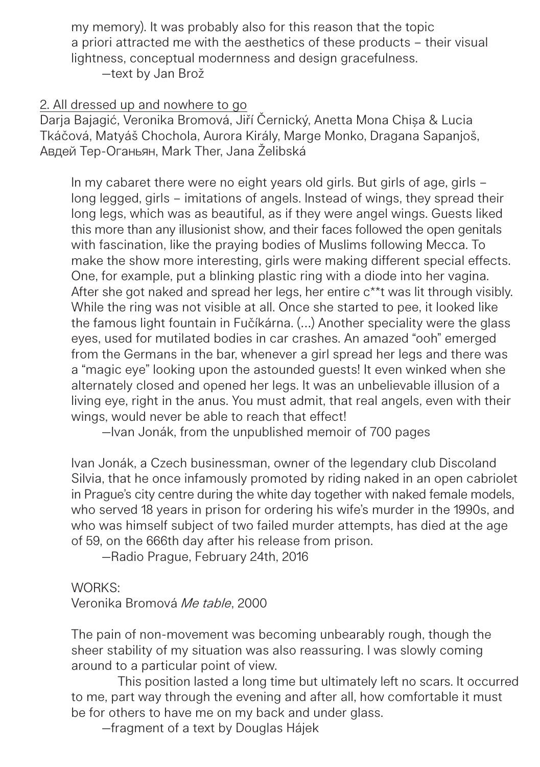my memory). It was probably also for this reason that the topic a priori attracted me with the aesthetics of these products – their visual lightness, conceptual modernness and design gracefulness.

—text by Jan Brož

## 2. All dressed up and nowhere to go

Darja Bajagić, Veronika Bromová, Jiří Černický, Anetta Mona Chișa & Lucia Tkáčová, Matyáš Chochola, Aurora Király, Marge Monko, Dragana Sapanjoš, Авдей Тер-Оганьян, Mark Ther, Jana Želibská

In my cabaret there were no eight years old girls. But girls of age, girls – long legged, girls – imitations of angels. Instead of wings, they spread their long legs, which was as beautiful, as if they were angel wings. Guests liked this more than any illusionist show, and their faces followed the open genitals with fascination, like the praying bodies of Muslims following Mecca. To make the show more interesting, girls were making different special effects. One, for example, put a blinking plastic ring with a diode into her vagina. After she got naked and spread her legs, her entire c**t was lit through visibly. While the ring was not visible at all. Once she started to pee, it looked like the famous light fountain in Fučíkárna. (...) Another speciality were the glass eyes, used for mutilated bodies in car crashes. An amazed "ooh" emerged from the Germans in the bar, whenever a girl spread her legs and there was a "magic eye" looking upon the astounded guests! It even winked when she alternately closed and opened her legs. It was an unbelievable illusion of a living eye, right in the anus. You must admit, that real angels, even with their wings, would never be able to reach that effect!

—Ivan Jonák, from the unpublished memoir of 700 pages

Ivan Jonák, a Czech businessman, owner of the legendary club Discoland Silvia, that he once infamously promoted by riding naked in an open cabriolet in Prague's city centre during the white day together with naked female models, who served 18 years in prison for ordering his wife's murder in the 1990s, and who was himself subject of two failed murder attempts, has died at the age of 59, on the 666th day after his release from prison.

—Radio Prague, February 24th, 2016

WORKS:

Veronika Bromová *Me table*, 2000

The pain of non-movement was becoming unbearably rough, though the sheer stability of my situation was also reassuring. I was slowly coming around to a particular point of view.

This position lasted a long time but ultimately left no scars. It occurred to me, part way through the evening and after all, how comfortable it must be for others to have me on my back and under glass.

—fragment of a text by Douglas Hájek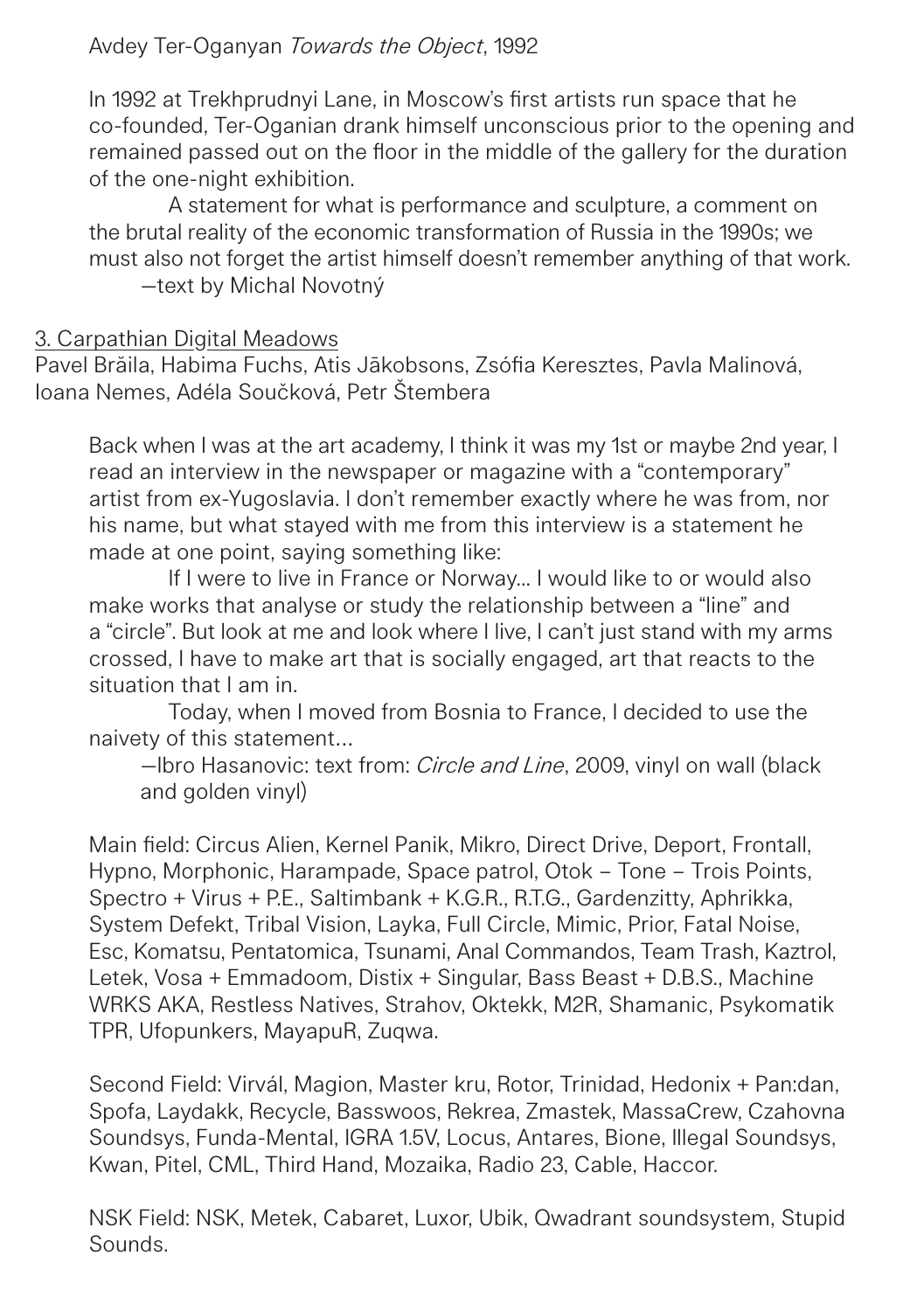Avdey Ter-Oganyan *Towards the Object*, 1992

In 1992 at Trekhprudnyi Lane, in Moscow's first artists run space that he co-founded, Ter-Oganian drank himself unconscious prior to the opening and remained passed out on the floor in the middle of the gallery for the duration of the one-night exhibition.

A statement for what is performance and sculpture, a comment on the brutal reality of the economic transformation of Russia in the 1990s; we must also not forget the artist himself doesn't remember anything of that work.

—text by Michal Novotný

3. Carpathian Digital Meadows

Pavel Brăila, Habima Fuchs, Atis Jākobsons, Zsófia Keresztes, Pavla Malinová, Ioana Nemes, Adéla Součková, Petr Štembera

> Back when I was at the art academy, I think it was my 1st or maybe 2nd year, I read an interview in the newspaper or magazine with a "contemporary" artist from ex-Yugoslavia. I don't remember exactly where he was from, nor his name, but what stayed with me from this interview is a statement he made at one point, saying something like:
>
> If I were to live in France or Norway… I would like to or would also make works that analyse or study the relationship between a "line" and a "circle". But look at me and look where I live, I can't just stand with my arms crossed, I have to make art that is socially engaged, art that reacts to the situation that I am in.
>
> Today, when I moved from Bosnia to France, I decided to use the naivety of this statement…
>
> —Ibro Hasanovic: text from: *Circle and Line*, 2009, vinyl on wall (black and golden vinyl)
>
> Main field: Circus Alien, Kernel Panik, Mikro, Direct Drive, Deport, Frontall, Hypno, Morphonic, Harampade, Space patrol, Otok – Tone – Trois Points, Spectro + Virus + P.E., Saltimbank + K.G.R., R.T.G., Gardenzitty, Aphrikka, System Defekt, Tribal Vision, Layka, Full Circle, Mimic, Prior, Fatal Noise, Esc, Komatsu, Pentatomica, Tsunami, Anal Commandos, Team Trash, Kaztrol, Letek, Vosa + Emmadoom, Distix + Singular, Bass Beast + D.B.S., Machine WRKS AKA, Restless Natives, Strahov, Oktekk, M2R, Shamanic, Psykomatik TPR, Ufopunkers, MayapuR, Zuqwa.
>
> Second Field: Virvál, Magion, Master kru, Rotor, Trinidad, Hedonix + Pan:dan, Spofa, Laydakk, Recycle, Basswoos, Rekrea, Zmastek, MassaCrew, Czahovna Soundsys, Funda-Mental, IGRA 1.5V, Locus, Antares, Bione, Illegal Soundsys, Kwan, Pitel, CML, Third Hand, Mozaika, Radio 23, Cable, Haccor.
>
> NSK Field: NSK, Metek, Cabaret, Luxor, Ubik, Qwadrant soundsystem, Stupid Sounds.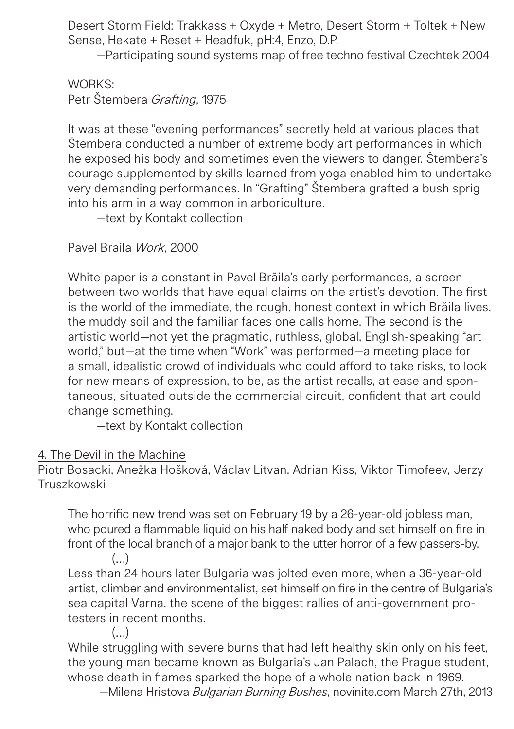Desert Storm Field: Trakkass + Oxyde + Metro, Desert Storm + Toltek + New Sense, Hekate + Reset + Headfuk, pH:4, Enzo, D.P.

—Participating sound systems map of free techno festival Czechtek 2004

WORKS:
Petr Štembera *Grafting*, 1975

It was at these "evening performances" secretly held at various places that Štembera conducted a number of extreme body art performances in which he exposed his body and sometimes even the viewers to danger. Štembera's courage supplemented by skills learned from yoga enabled him to undertake very demanding performances. In "Grafting" Štembera grafted a bush sprig into his arm in a way common in arboriculture.

—text by Kontakt collection

Pavel Braila *Work*, 2000

White paper is a constant in Pavel Brăila's early performances, a screen between two worlds that have equal claims on the artist's devotion. The first is the world of the immediate, the rough, honest context in which Brăila lives, the muddy soil and the familiar faces one calls home. The second is the artistic world—not yet the pragmatic, ruthless, global, English-speaking "art world," but—at the time when "Work" was performed—a meeting place for a small, idealistic crowd of individuals who could afford to take risks, to look for new means of expression, to be, as the artist recalls, at ease and spontaneous, situated outside the commercial circuit, confident that art could change something.

—text by Kontakt collection

## 4. The Devil in the Machine

Piotr Bosacki, Anežka Hošková, Václav Litvan, Adrian Kiss, Viktor Timofeev, Jerzy Truszkowski

The horrific new trend was set on February 19 by a 26-year-old jobless man, who poured a flammable liquid on his half naked body and set himself on fire in front of the local branch of a major bank to the utter horror of a few passers-by.

(...)

Less than 24 hours later Bulgaria was jolted even more, when a 36-year-old artist, climber and environmentalist, set himself on fire in the centre of Bulgaria's sea capital Varna, the scene of the biggest rallies of anti-government protesters in recent months.

(...)

While struggling with severe burns that had left healthy skin only on his feet, the young man became known as Bulgaria's Jan Palach, the Prague student, whose death in flames sparked the hope of a whole nation back in 1969.

—Milena Hristova *Bulgarian Burning Bushes*, novinite.com March 27th, 2013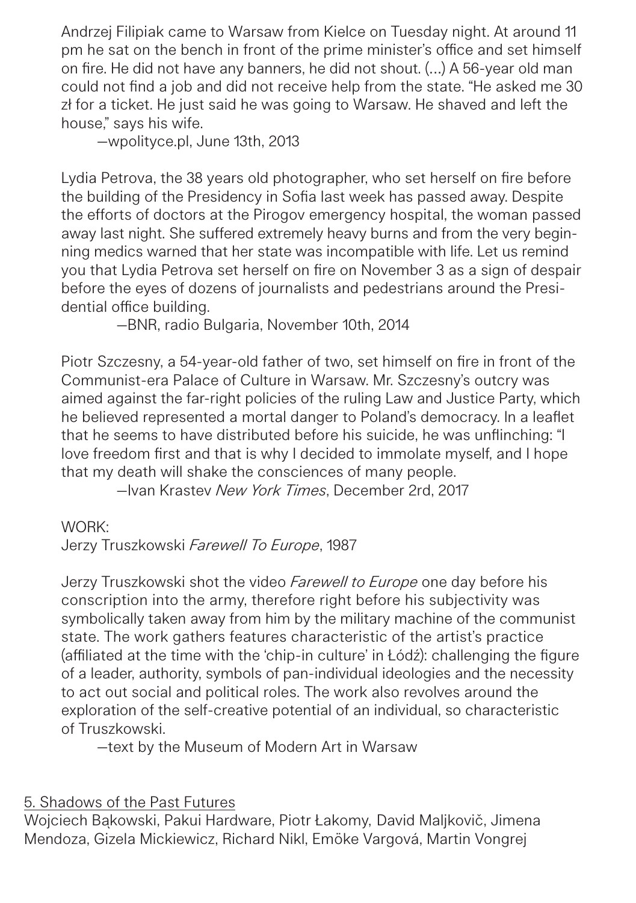Andrzej Filipiak came to Warsaw from Kielce on Tuesday night. At around 11 pm he sat on the bench in front of the prime minister's office and set himself on fire. He did not have any banners, he did not shout. (...) A 56-year old man could not find a job and did not receive help from the state. "He asked me 30 zł for a ticket. He just said he was going to Warsaw. He shaved and left the house," says his wife.

—wpolityce.pl, June 13th, 2013

Lydia Petrova, the 38 years old photographer, who set herself on fire before the building of the Presidency in Sofia last week has passed away. Despite the efforts of doctors at the Pirogov emergency hospital, the woman passed away last night. She suffered extremely heavy burns and from the very beginning medics warned that her state was incompatible with life. Let us remind you that Lydia Petrova set herself on fire on November 3 as a sign of despair before the eyes of dozens of journalists and pedestrians around the Presidential office building.

—BNR, radio Bulgaria, November 10th, 2014

Piotr Szczesny, a 54-year-old father of two, set himself on fire in front of the Communist-era Palace of Culture in Warsaw. Mr. Szczesny's outcry was aimed against the far-right policies of the ruling Law and Justice Party, which he believed represented a mortal danger to Poland's democracy. In a leaflet that he seems to have distributed before his suicide, he was unflinching: "I love freedom first and that is why I decided to immolate myself, and I hope that my death will shake the consciences of many people.

—Ivan Krastev *New York Times*, December 2rd, 2017

WORK:
Jerzy Truszkowski *Farewell To Europe*, 1987

Jerzy Truszkowski shot the video *Farewell to Europe* one day before his conscription into the army, therefore right before his subjectivity was symbolically taken away from him by the military machine of the communist state. The work gathers features characteristic of the artist's practice (affiliated at the time with the 'chip-in culture' in Łódź): challenging the figure of a leader, authority, symbols of pan-individual ideologies and the necessity to act out social and political roles. The work also revolves around the exploration of the self-creative potential of an individual, so characteristic of Truszkowski.

—text by the Museum of Modern Art in Warsaw

## 5. Shadows of the Past Futures

Wojciech Bąkowski, Pakui Hardware, Piotr Łakomy, David Maljkovič, Jimena Mendoza, Gizela Mickiewicz, Richard Nikl, Emöke Vargová, Martin Vongrej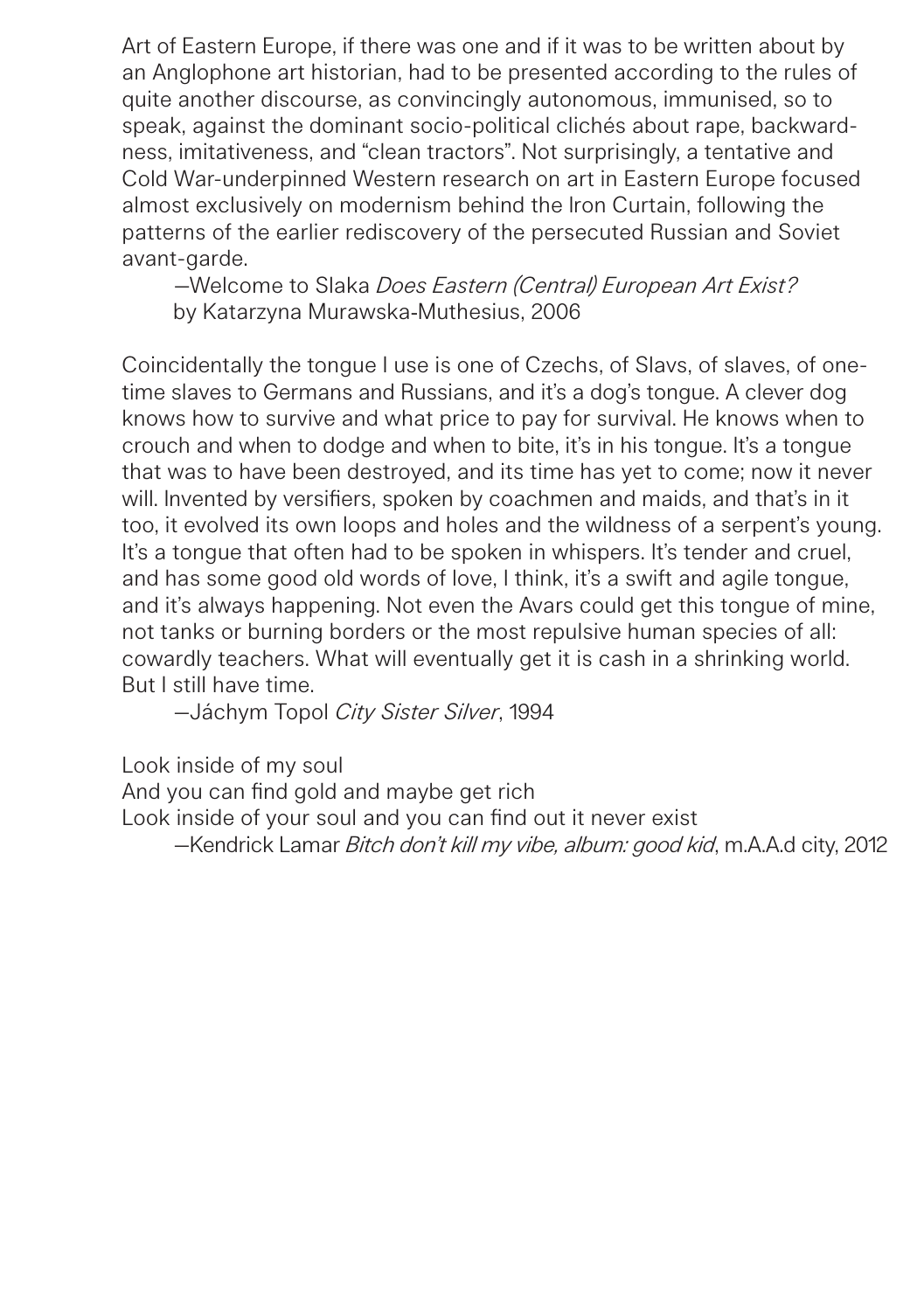Art of Eastern Europe, if there was one and if it was to be written about by an Anglophone art historian, had to be presented according to the rules of quite another discourse, as convincingly autonomous, immunised, so to speak, against the dominant socio-political clichés about rape, backwardness, imitativeness, and "clean tractors". Not surprisingly, a tentative and Cold War-underpinned Western research on art in Eastern Europe focused almost exclusively on modernism behind the Iron Curtain, following the patterns of the earlier rediscovery of the persecuted Russian and Soviet avant-garde.

> —Welcome to Slaka *Does Eastern (Central) European Art Exist?* by Katarzyna Murawska-Muthesius, 2006

Coincidentally the tongue I use is one of Czechs, of Slavs, of slaves, of one-time slaves to Germans and Russians, and it's a dog's tongue. A clever dog knows how to survive and what price to pay for survival. He knows when to crouch and when to dodge and when to bite, it's in his tongue. It's a tongue that was to have been destroyed, and its time has yet to come; now it never will. Invented by versifiers, spoken by coachmen and maids, and that's in it too, it evolved its own loops and holes and the wildness of a serpent's young. It's a tongue that often had to be spoken in whispers. It's tender and cruel, and has some good old words of love, I think, it's a swift and agile tongue, and it's always happening. Not even the Avars could get this tongue of mine, not tanks or burning borders or the most repulsive human species of all: cowardly teachers. What will eventually get it is cash in a shrinking world. But I still have time.

> —Jáchym Topol *City Sister Silver*, 1994

Look inside of my soul
And you can find gold and maybe get rich
Look inside of your soul and you can find out it never exist

> —Kendrick Lamar *Bitch don't kill my vibe, album: good kid*, m.A.A.d city, 2012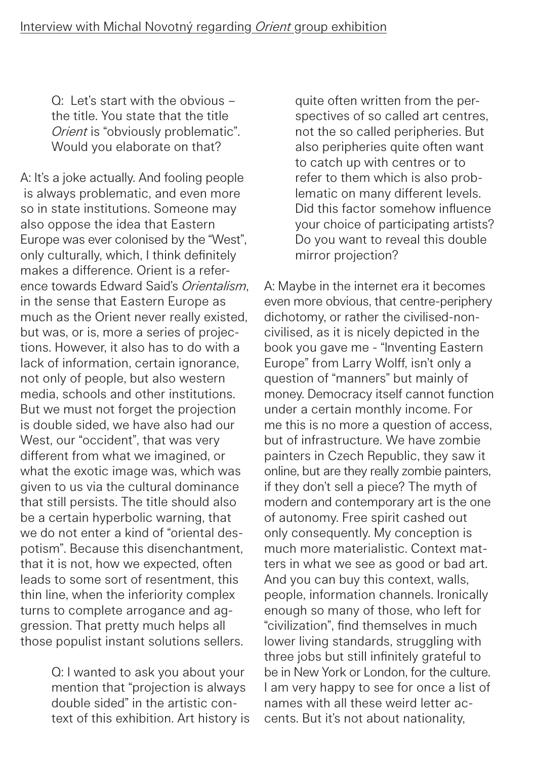Interview with Michal Novotný regarding *Orient* group exhibition

Q: Let's start with the obvious – the title. You state that the title *Orient* is "obviously problematic". Would you elaborate on that?

A: It's a joke actually. And fooling people is always problematic, and even more so in state institutions. Someone may also oppose the idea that Eastern Europe was ever colonised by the "West", only culturally, which, I think definitely makes a difference. Orient is a reference towards Edward Said's *Orientalism*, in the sense that Eastern Europe as much as the Orient never really existed, but was, or is, more a series of projections. However, it also has to do with a lack of information, certain ignorance, not only of people, but also western media, schools and other institutions. But we must not forget the projection is double sided, we have also had our West, our "occident", that was very different from what we imagined, or what the exotic image was, which was given to us via the cultural dominance that still persists. The title should also be a certain hyperbolic warning, that we do not enter a kind of "oriental despotism". Because this disenchantment, that it is not, how we expected, often leads to some sort of resentment, this thin line, when the inferiority complex turns to complete arrogance and aggression. That pretty much helps all those populist instant solutions sellers.

Q: I wanted to ask you about your mention that "projection is always double sided" in the artistic context of this exhibition. Art history is quite often written from the perspectives of so called art centres, not the so called peripheries. But also peripheries quite often want to catch up with centres or to refer to them which is also problematic on many different levels. Did this factor somehow influence your choice of participating artists? Do you want to reveal this double mirror projection?

A: Maybe in the internet era it becomes even more obvious, that centre-periphery dichotomy, or rather the civilised-noncivilised, as it is nicely depicted in the book you gave me - "Inventing Eastern Europe" from Larry Wolff, isn't only a question of "manners" but mainly of money. Democracy itself cannot function under a certain monthly income. For me this is no more a question of access, but of infrastructure. We have zombie painters in Czech Republic, they saw it online, but are they really zombie painters, if they don't sell a piece? The myth of modern and contemporary art is the one of autonomy. Free spirit cashed out only consequently. My conception is much more materialistic. Context matters in what we see as good or bad art. And you can buy this context, walls, people, information channels. Ironically enough so many of those, who left for "civilization", find themselves in much lower living standards, struggling with three jobs but still infinitely grateful to be in New York or London, for the culture. I am very happy to see for once a list of names with all these weird letter accents. But it's not about nationality,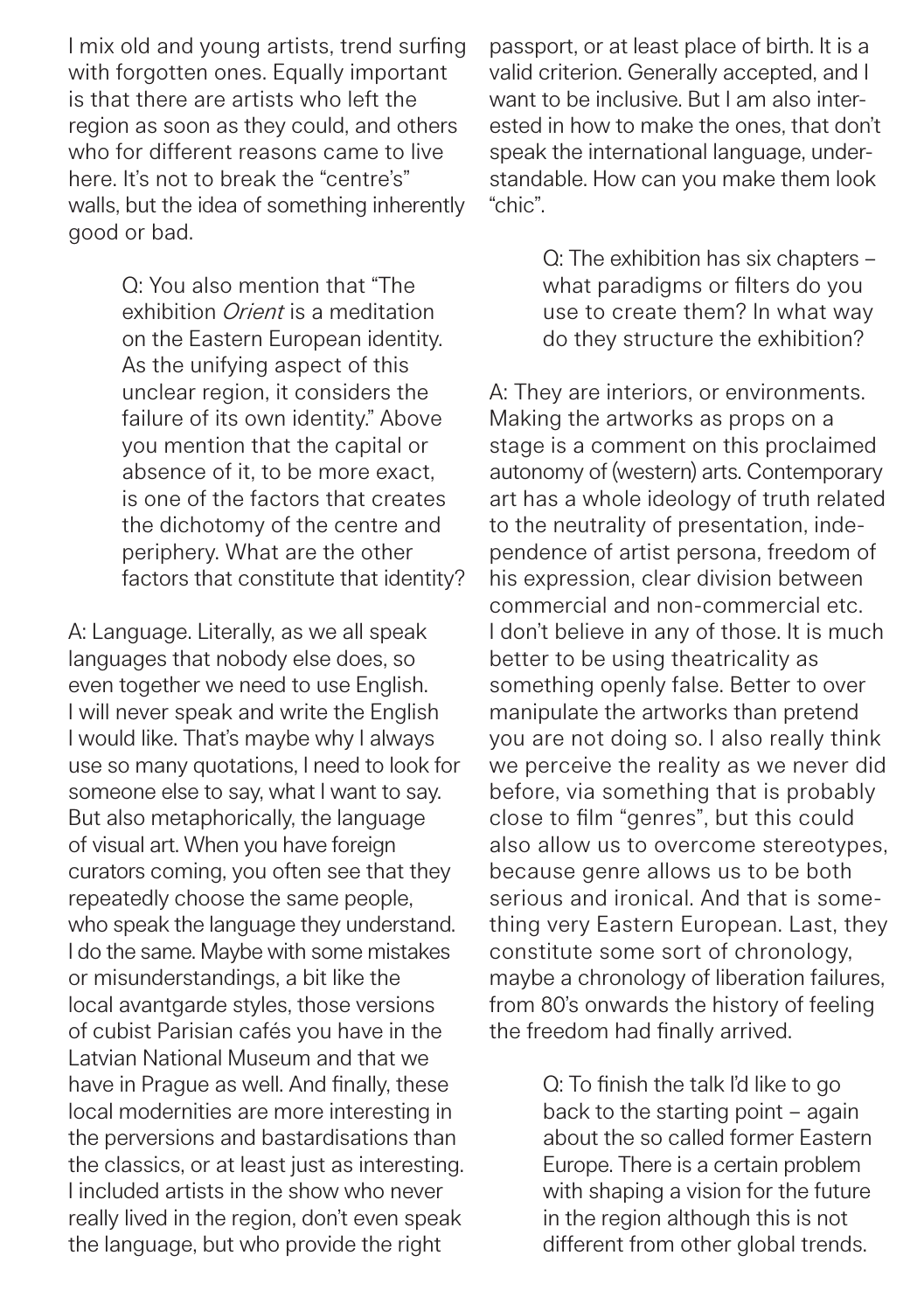I mix old and young artists, trend surfing with forgotten ones. Equally important is that there are artists who left the region as soon as they could, and others who for different reasons came to live here. It's not to break the "centre's" walls, but the idea of something inherently good or bad.

> Q: You also mention that "The exhibition *Orient* is a meditation on the Eastern European identity. As the unifying aspect of this unclear region, it considers the failure of its own identity." Above you mention that the capital or absence of it, to be more exact, is one of the factors that creates the dichotomy of the centre and periphery. What are the other factors that constitute that identity?

A: Language. Literally, as we all speak languages that nobody else does, so even together we need to use English. I will never speak and write the English I would like. That's maybe why I always use so many quotations, I need to look for someone else to say, what I want to say. But also metaphorically, the language of visual art. When you have foreign curators coming, you often see that they repeatedly choose the same people, who speak the language they understand. I do the same. Maybe with some mistakes or misunderstandings, a bit like the local avantgarde styles, those versions of cubist Parisian cafés you have in the Latvian National Museum and that we have in Prague as well. And finally, these local modernities are more interesting in the perversions and bastardisations than the classics, or at least just as interesting. I included artists in the show who never really lived in the region, don't even speak the language, but who provide the right passport, or at least place of birth. It is a valid criterion. Generally accepted, and I want to be inclusive. But I am also interested in how to make the ones, that don't speak the international language, understandable. How can you make them look "chic".

> Q: The exhibition has six chapters – what paradigms or filters do you use to create them? In what way do they structure the exhibition?

A: They are interiors, or environments. Making the artworks as props on a stage is a comment on this proclaimed autonomy of (western) arts. Contemporary art has a whole ideology of truth related to the neutrality of presentation, independence of artist persona, freedom of his expression, clear division between commercial and non-commercial etc. I don't believe in any of those. It is much better to be using theatricality as something openly false. Better to over manipulate the artworks than pretend you are not doing so. I also really think we perceive the reality as we never did before, via something that is probably close to film "genres", but this could also allow us to overcome stereotypes, because genre allows us to be both serious and ironical. And that is something very Eastern European. Last, they constitute some sort of chronology, maybe a chronology of liberation failures, from 80's onwards the history of feeling the freedom had finally arrived.

> Q: To finish the talk I'd like to go back to the starting point – again about the so called former Eastern Europe. There is a certain problem with shaping a vision for the future in the region although this is not different from other global trends.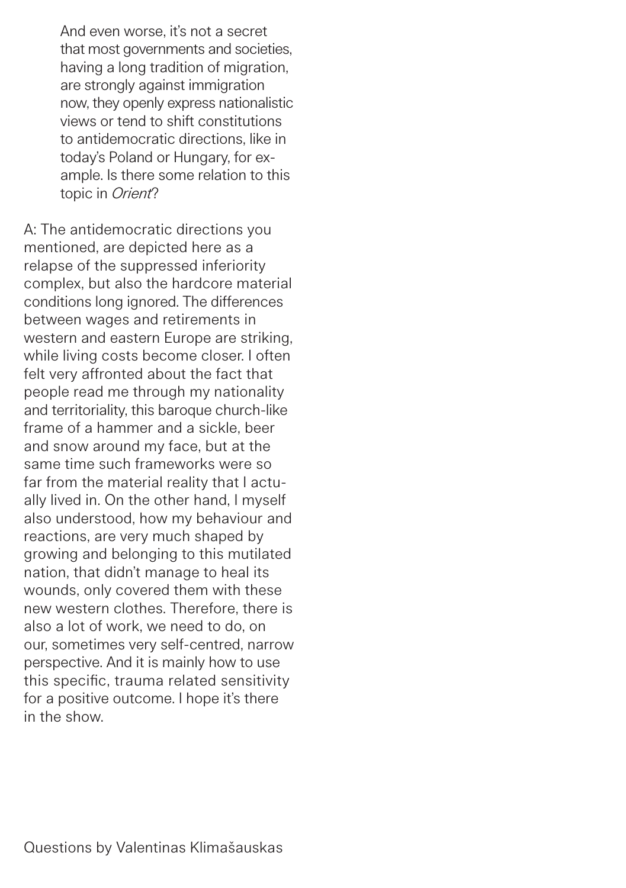And even worse, it's not a secret that most governments and societies, having a long tradition of migration, are strongly against immigration now, they openly express nationalistic views or tend to shift constitutions to antidemocratic directions, like in today's Poland or Hungary, for example. Is there some relation to this topic in *Orient*?

A: The antidemocratic directions you mentioned, are depicted here as a relapse of the suppressed inferiority complex, but also the hardcore material conditions long ignored. The differences between wages and retirements in western and eastern Europe are striking, while living costs become closer. I often felt very affronted about the fact that people read me through my nationality and territoriality, this baroque church-like frame of a hammer and a sickle, beer and snow around my face, but at the same time such frameworks were so far from the material reality that I actually lived in. On the other hand, I myself also understood, how my behaviour and reactions, are very much shaped by growing and belonging to this mutilated nation, that didn't manage to heal its wounds, only covered them with these new western clothes. Therefore, there is also a lot of work, we need to do, on our, sometimes very self-centred, narrow perspective. And it is mainly how to use this specific, trauma related sensitivity for a positive outcome. I hope it's there in the show.

Questions by Valentinas Klimašauskas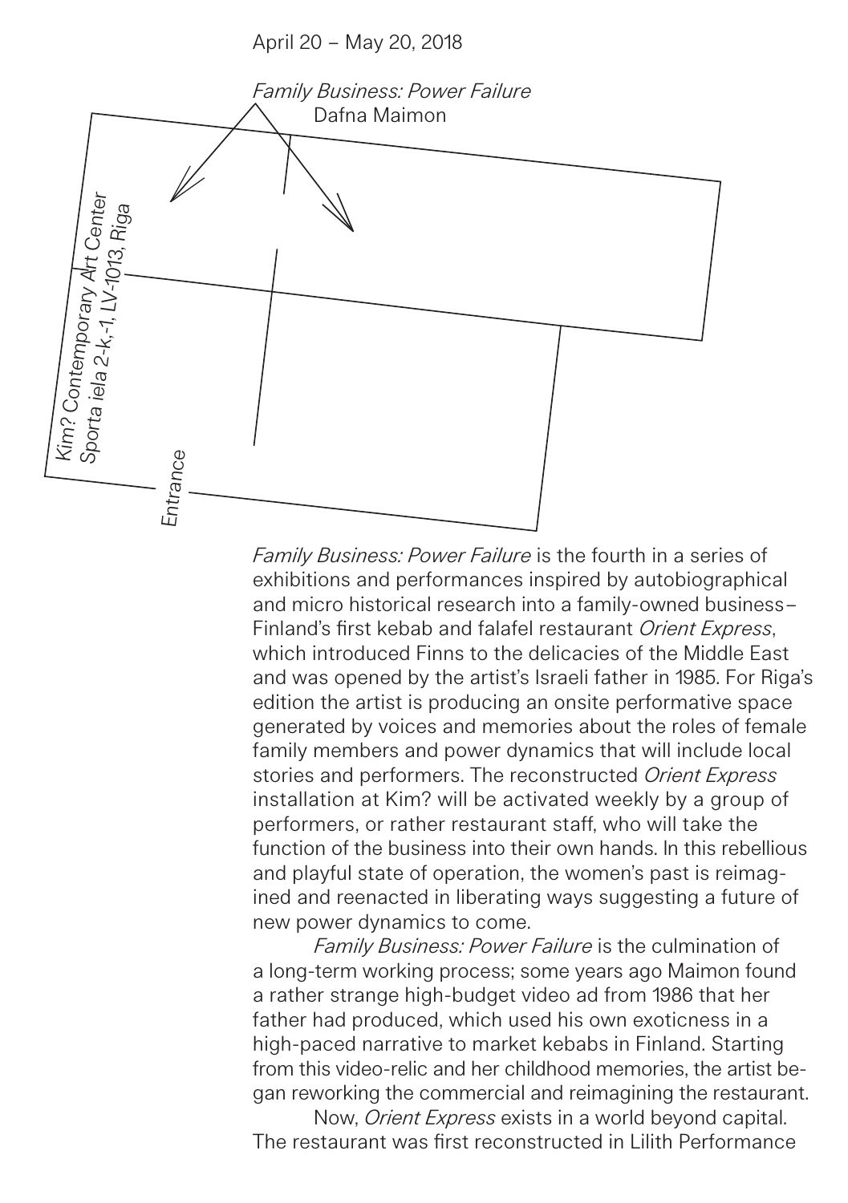April 20 – May 20, 2018

*Family Business: Power Failure*
Dafna Maimon

*Kim? Contemporary Art Center*
*Sporta iela 2-k,-1, LV-1013, Riga*

*Entrance*

*Family Business: Power Failure* is the fourth in a series of exhibitions and performances inspired by autobiographical and micro historical research into a family-owned business–Finland's first kebab and falafel restaurant *Orient Express*, which introduced Finns to the delicacies of the Middle East and was opened by the artist's Israeli father in 1985. For Riga's edition the artist is producing an onsite performative space generated by voices and memories about the roles of female family members and power dynamics that will include local stories and performers. The reconstructed *Orient Express* installation at Kim? will be activated weekly by a group of performers, or rather restaurant staff, who will take the function of the business into their own hands. In this rebellious and playful state of operation, the women's past is reimagined and reenacted in liberating ways suggesting a future of new power dynamics to come.

*Family Business: Power Failure* is the culmination of a long-term working process; some years ago Maimon found a rather strange high-budget video ad from 1986 that her father had produced, which used his own exoticness in a high-paced narrative to market kebabs in Finland. Starting from this video-relic and her childhood memories, the artist began reworking the commercial and reimagining the restaurant.

Now, *Orient Express* exists in a world beyond capital. The restaurant was first reconstructed in Lilith Performance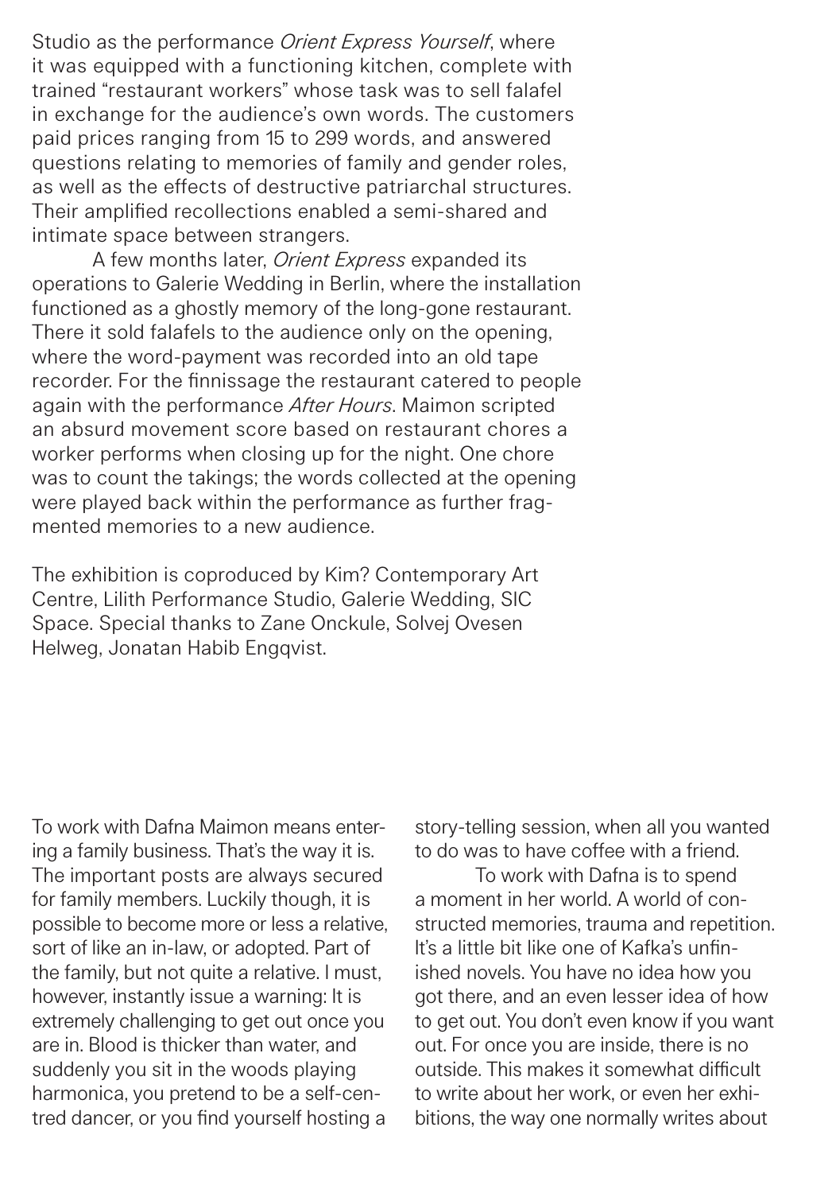Studio as the performance *Orient Express Yourself*, where it was equipped with a functioning kitchen, complete with trained "restaurant workers" whose task was to sell falafel in exchange for the audience's own words. The customers paid prices ranging from 15 to 299 words, and answered questions relating to memories of family and gender roles, as well as the effects of destructive patriarchal structures. Their amplified recollections enabled a semi-shared and intimate space between strangers.

A few months later, *Orient Express* expanded its operations to Galerie Wedding in Berlin, where the installation functioned as a ghostly memory of the long-gone restaurant. There it sold falafels to the audience only on the opening, where the word-payment was recorded into an old tape recorder. For the finnissage the restaurant catered to people again with the performance *After Hours*. Maimon scripted an absurd movement score based on restaurant chores a worker performs when closing up for the night. One chore was to count the takings; the words collected at the opening were played back within the performance as further fragmented memories to a new audience.

The exhibition is coproduced by Kim? Contemporary Art Centre, Lilith Performance Studio, Galerie Wedding, SIC Space. Special thanks to Zane Onckule, Solvej Ovesen Helweg, Jonatan Habib Engqvist.

To work with Dafna Maimon means entering a family business. That's the way it is. The important posts are always secured for family members. Luckily though, it is possible to become more or less a relative, sort of like an in-law, or adopted. Part of the family, but not quite a relative. I must, however, instantly issue a warning: It is extremely challenging to get out once you are in. Blood is thicker than water, and suddenly you sit in the woods playing harmonica, you pretend to be a self-centred dancer, or you find yourself hosting a story-telling session, when all you wanted to do was to have coffee with a friend.

To work with Dafna is to spend a moment in her world. A world of constructed memories, trauma and repetition. It's a little bit like one of Kafka's unfinished novels. You have no idea how you got there, and an even lesser idea of how to get out. You don't even know if you want out. For once you are inside, there is no outside. This makes it somewhat difficult to write about her work, or even her exhibitions, the way one normally writes about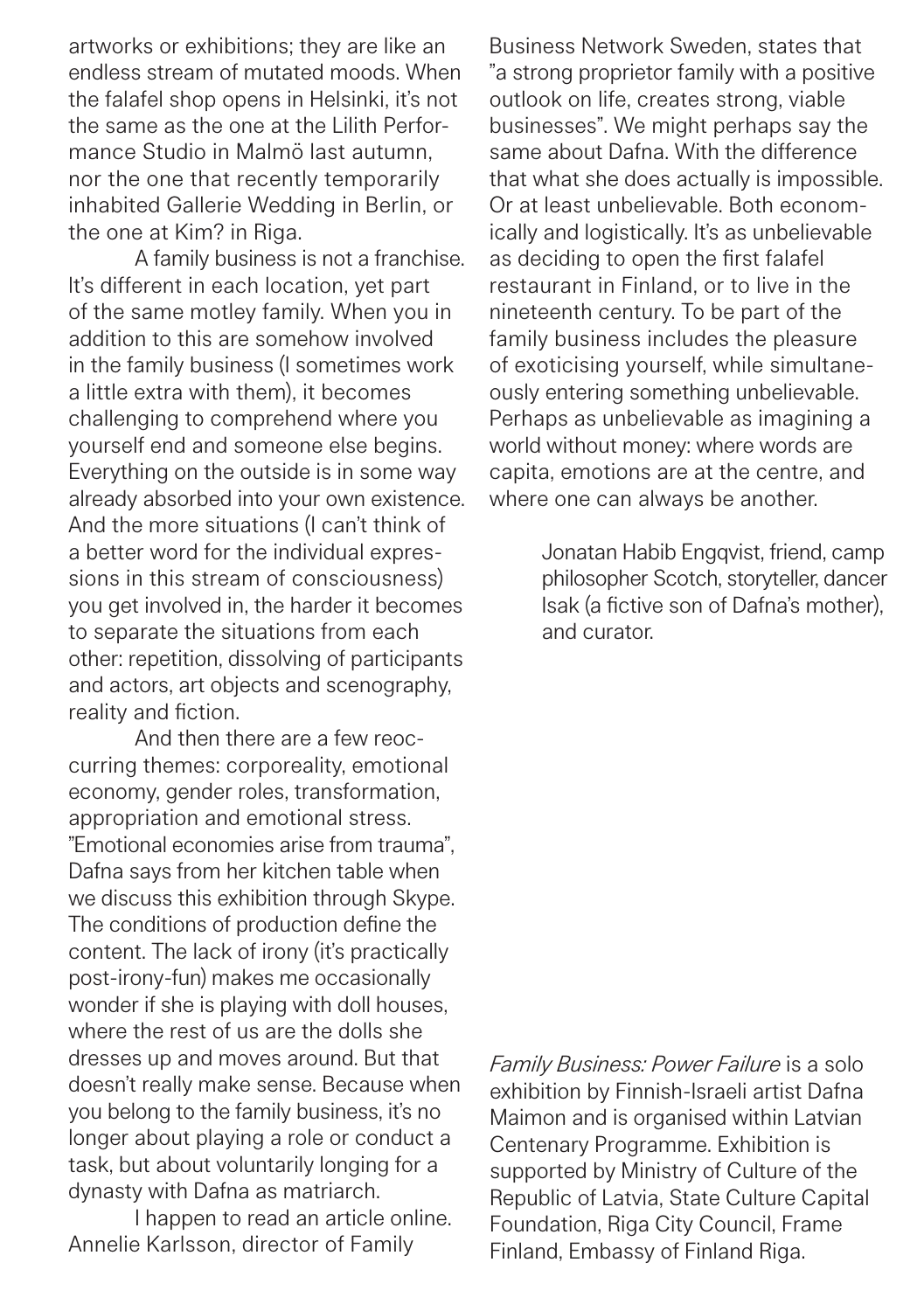artworks or exhibitions; they are like an endless stream of mutated moods. When the falafel shop opens in Helsinki, it's not the same as the one at the Lilith Performance Studio in Malmö last autumn, nor the one that recently temporarily inhabited Gallerie Wedding in Berlin, or the one at Kim? in Riga.

A family business is not a franchise. It's different in each location, yet part of the same motley family. When you in addition to this are somehow involved in the family business (I sometimes work a little extra with them), it becomes challenging to comprehend where you yourself end and someone else begins. Everything on the outside is in some way already absorbed into your own existence. And the more situations (I can't think of a better word for the individual expressions in this stream of consciousness) you get involved in, the harder it becomes to separate the situations from each other: repetition, dissolving of participants and actors, art objects and scenography, reality and fiction.

And then there are a few reoccurring themes: corporeality, emotional economy, gender roles, transformation, appropriation and emotional stress. "Emotional economies arise from trauma", Dafna says from her kitchen table when we discuss this exhibition through Skype. The conditions of production define the content. The lack of irony (it's practically post-irony-fun) makes me occasionally wonder if she is playing with doll houses, where the rest of us are the dolls she dresses up and moves around. But that doesn't really make sense. Because when you belong to the family business, it's no longer about playing a role or conduct a task, but about voluntarily longing for a dynasty with Dafna as matriarch.

I happen to read an article online. Annelie Karlsson, director of Family Business Network Sweden, states that "a strong proprietor family with a positive outlook on life, creates strong, viable businesses". We might perhaps say the same about Dafna. With the difference that what she does actually is impossible. Or at least unbelievable. Both economically and logistically. It's as unbelievable as deciding to open the first falafel restaurant in Finland, or to live in the nineteenth century. To be part of the family business includes the pleasure of exoticising yourself, while simultaneously entering something unbelievable. Perhaps as unbelievable as imagining a world without money: where words are capita, emotions are at the centre, and where one can always be another.

> Jonatan Habib Engqvist, friend, camp philosopher Scotch, storyteller, dancer Isak (a fictive son of Dafna's mother), and curator.

*Family Business: Power Failure* is a solo exhibition by Finnish-Israeli artist Dafna Maimon and is organised within Latvian Centenary Programme. Exhibition is supported by Ministry of Culture of the Republic of Latvia, State Culture Capital Foundation, Riga City Council, Frame Finland, Embassy of Finland Riga.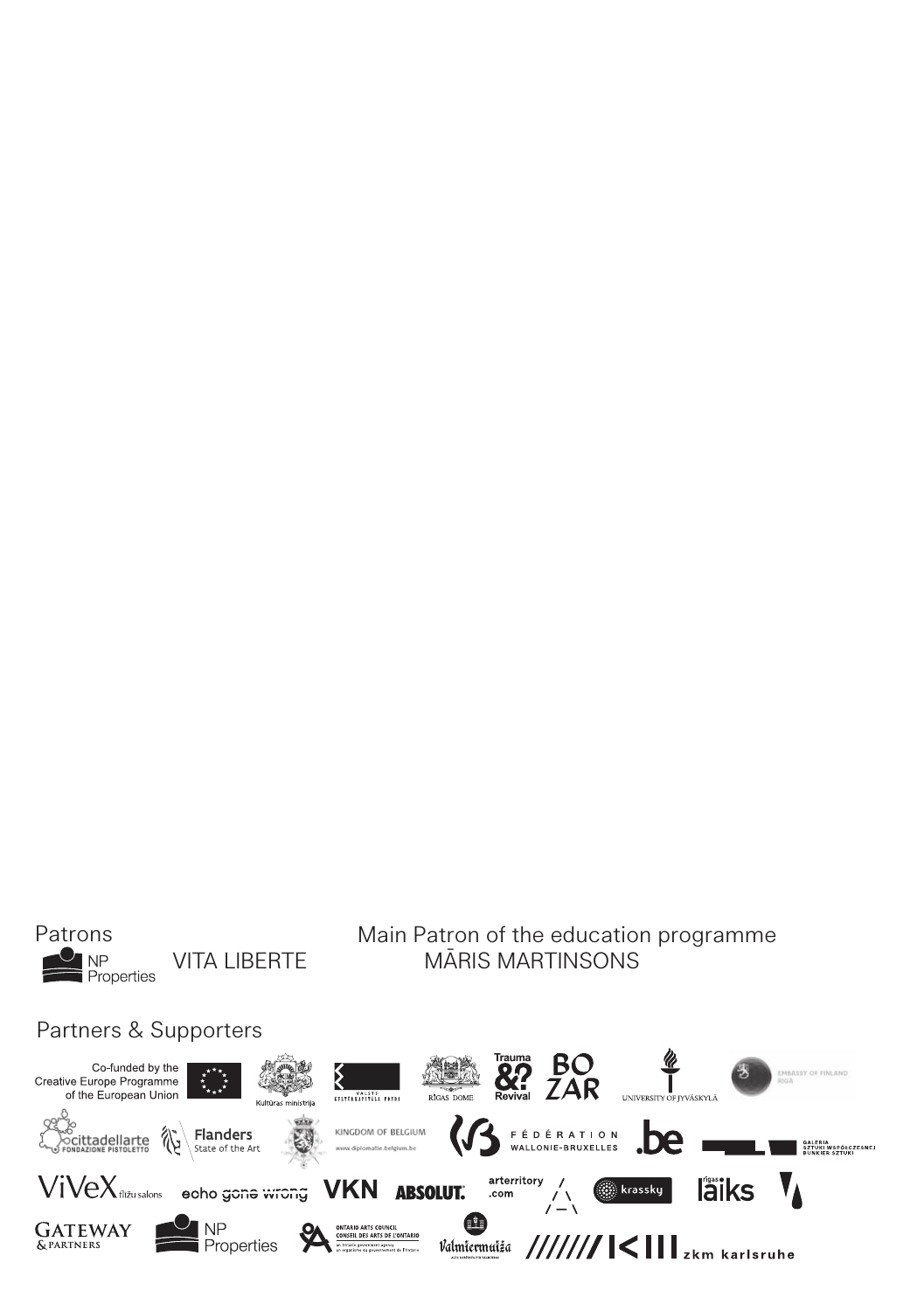Patrons

NP Properties

VITA LIBERTE

Main Patron of the education programme

MĀRIS MARTINSONS

Partners & Supporters

Co-funded by the Creative Europe Programme of the European Union

Kultūras ministrija

VALSTS KULTŪRKAPITĀLA FONDS

RĪGAS DOME

Trauma &? Revival

BOZAR

UNIVERSITY OF JYVÄSKYLÄ

EMBASSY OF FINLAND RIGA

cittadellarte FONDAZIONE PISTOLETTO

Flanders State of the Art

KINGDOM OF BELGIUM www.diplomatie.belgium.be

FÉDÉRATION WALLONIE-BRUXELLES

.be

GALERIA SZTUKI WSPÓŁCZESNEJ BUNKIER SZTUKI

ViVeX flīžu salons

echo gone wrong

VKN

ABSOLUT.

arterritory .com

krassky

rīgas laiks

GATEWAY & PARTNERS

NP Properties

ONTARIO ARTS COUNCIL CONSEIL DES ARTS DE L'ONTARIO an Ontario government agency un organisme du gouvernement de l'Ontario

Valmiermuiža

zkm karlsruhe